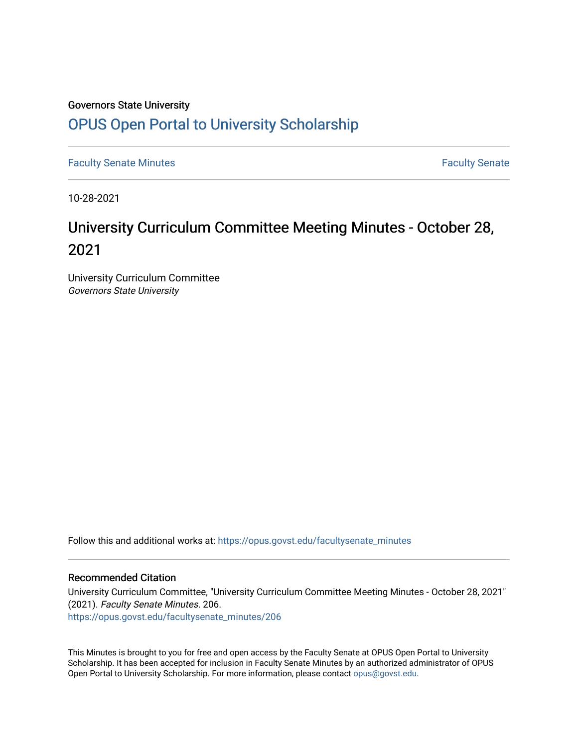Governors State University

# OPUS Open Portal to University Scholarship

Faculty Senate Minutes | Faculty Senate

10-28-2021

## University Curriculum Committee Meeting Minutes - October 28, 2021

University Curriculum Committee
*Governors State University*

Follow this and additional works at: https://opus.govst.edu/facultysenate_minutes

### Recommended Citation

University Curriculum Committee, "University Curriculum Committee Meeting Minutes - October 28, 2021" (2021). *Faculty Senate Minutes.* 206.
https://opus.govst.edu/facultysenate_minutes/206

This Minutes is brought to you for free and open access by the Faculty Senate at OPUS Open Portal to University Scholarship. It has been accepted for inclusion in Faculty Senate Minutes by an authorized administrator of OPUS Open Portal to University Scholarship. For more information, please contact opus@govst.edu.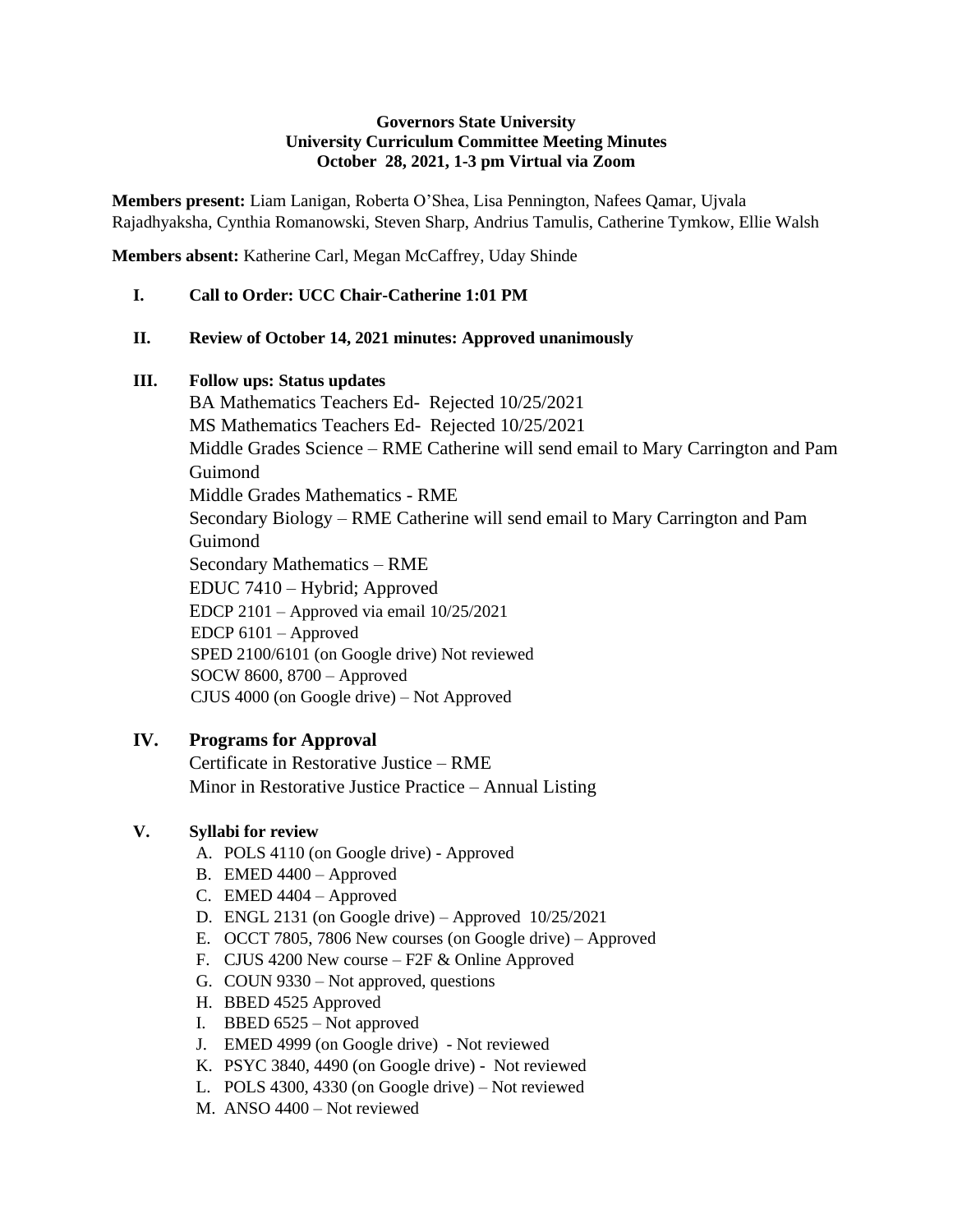**Governors State University**
**University Curriculum Committee Meeting Minutes**
**October 28, 2021, 1-3 pm Virtual via Zoom**

**Members present:** Liam Lanigan, Roberta O'Shea, Lisa Pennington, Nafees Qamar, Ujvala Rajadhyaksha, Cynthia Romanowski, Steven Sharp, Andrius Tamulis, Catherine Tymkow, Ellie Walsh

**Members absent:** Katherine Carl, Megan McCaffrey, Uday Shinde

**I. Call to Order: UCC Chair-Catherine 1:01 PM**

**II. Review of October 14, 2021 minutes: Approved unanimously**

**III. Follow ups: Status updates**

BA Mathematics Teachers Ed- Rejected 10/25/2021
MS Mathematics Teachers Ed- Rejected 10/25/2021
Middle Grades Science – RME Catherine will send email to Mary Carrington and Pam Guimond
Middle Grades Mathematics - RME
Secondary Biology – RME Catherine will send email to Mary Carrington and Pam Guimond
Secondary Mathematics – RME
EDUC 7410 – Hybrid; Approved
EDCP 2101 – Approved via email 10/25/2021
EDCP 6101 – Approved
SPED 2100/6101 (on Google drive) Not reviewed
SOCW 8600, 8700 – Approved
CJUS 4000 (on Google drive) – Not Approved

**IV. Programs for Approval**

Certificate in Restorative Justice – RME
Minor in Restorative Justice Practice – Annual Listing

**V. Syllabi for review**

A. POLS 4110 (on Google drive) - Approved
B. EMED 4400 – Approved
C. EMED 4404 – Approved
D. ENGL 2131 (on Google drive) – Approved 10/25/2021
E. OCCT 7805, 7806 New courses (on Google drive) – Approved
F. CJUS 4200 New course – F2F & Online Approved
G. COUN 9330 – Not approved, questions
H. BBED 4525 Approved
I. BBED 6525 – Not approved
J. EMED 4999 (on Google drive) - Not reviewed
K. PSYC 3840, 4490 (on Google drive) - Not reviewed
L. POLS 4300, 4330 (on Google drive) – Not reviewed
M. ANSO 4400 – Not reviewed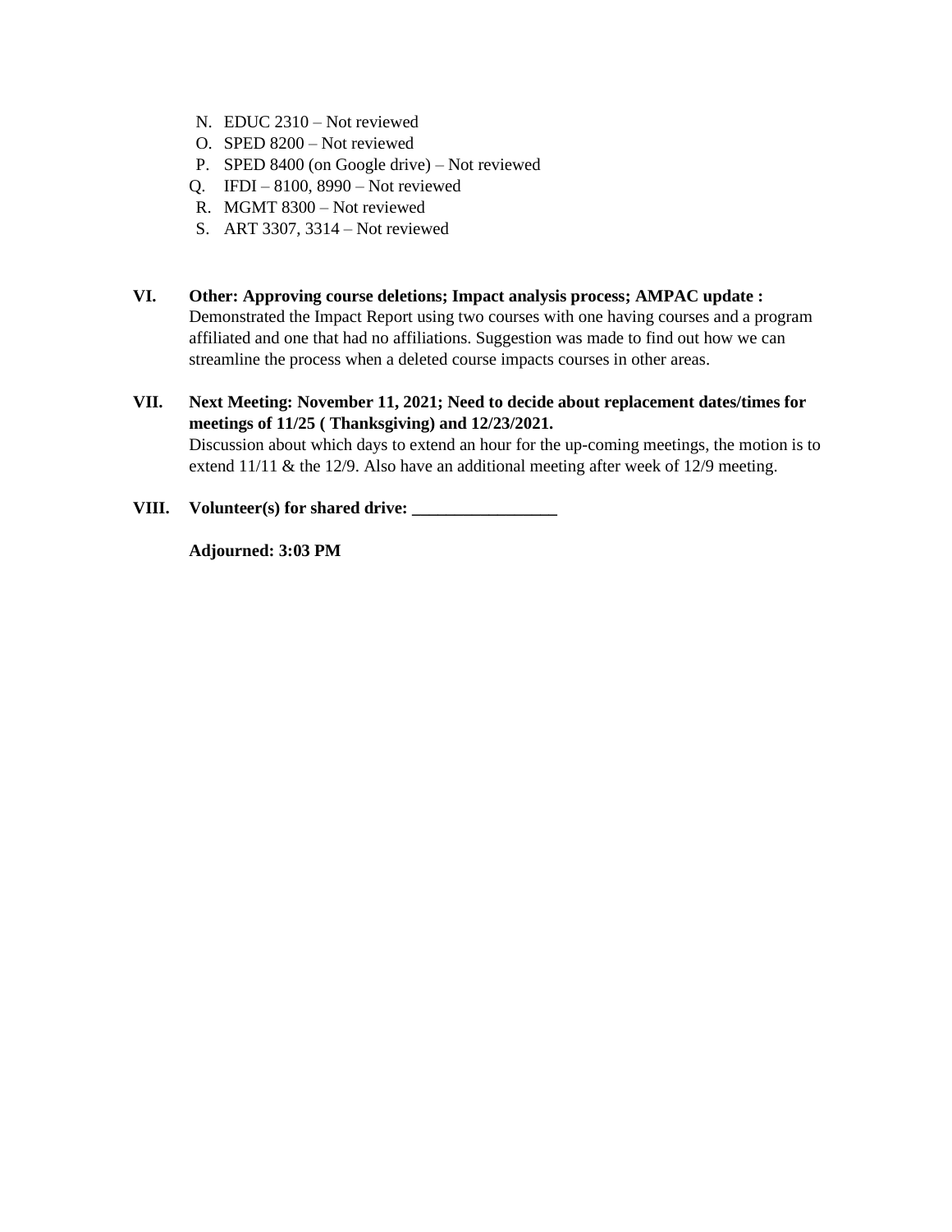N. EDUC 2310 – Not reviewed
O. SPED 8200 – Not reviewed
P. SPED 8400 (on Google drive) – Not reviewed
Q. IFDI – 8100, 8990 – Not reviewed
R. MGMT 8300 – Not reviewed
S. ART 3307, 3314 – Not reviewed

**VI. Other: Approving course deletions; Impact analysis process; AMPAC update :**
Demonstrated the Impact Report using two courses with one having courses and a program affiliated and one that had no affiliations. Suggestion was made to find out how we can streamline the process when a deleted course impacts courses in other areas.

**VII. Next Meeting: November 11, 2021; Need to decide about replacement dates/times for meetings of 11/25 ( Thanksgiving) and 12/23/2021.**
Discussion about which days to extend an hour for the up-coming meetings, the motion is to extend 11/11 & the 12/9. Also have an additional meeting after week of 12/9 meeting.

**VIII. Volunteer(s) for shared drive: _________________**

**Adjourned: 3:03 PM**